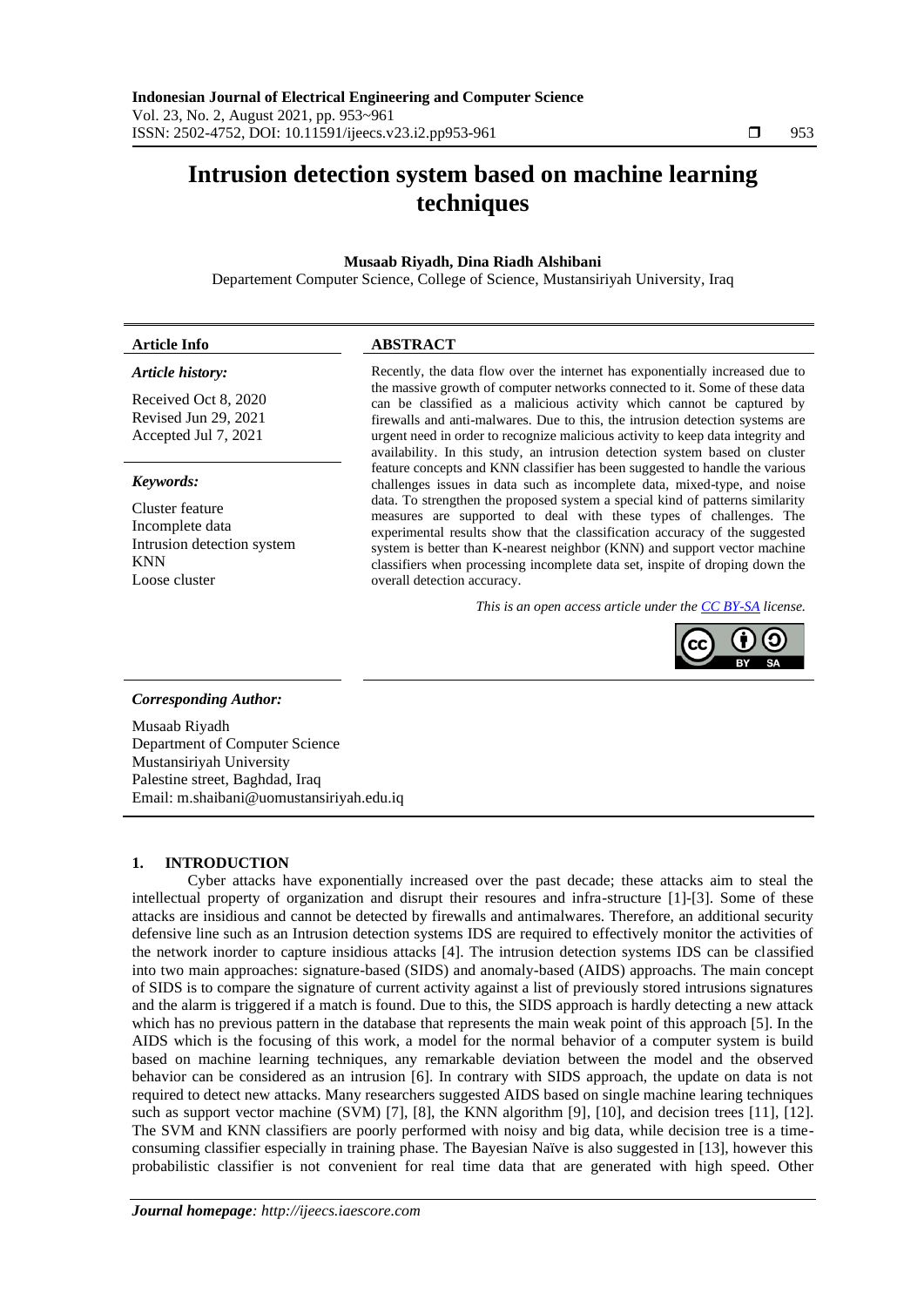# Intrusion detection system based on machine learning techniques

**Musaab Riyadh, Dina Riadh Alshibani**

Departement Computer Science, College of Science, Mustansiriyah University, Iraq

---

**Article Info**

***Article history:***

Received Oct 8, 2020
Revised Jun 29, 2021
Accepted Jul 7, 2021

***Keywords:***

Cluster feature
Incomplete data
Intrusion detection system
KNN
Loose cluster

**ABSTRACT**

Recently, the data flow over the internet has exponentially increased due to the massive growth of computer networks connected to it. Some of these data can be classified as a malicious activity which cannot be captured by firewalls and anti-malwares. Due to this, the intrusion detection systems are urgent need in order to recognize malicious activity to keep data integrity and availability. In this study, an intrusion detection system based on cluster feature concepts and KNN classifier has been suggested to handle the various challenges issues in data such as incomplete data, mixed-type, and noise data. To strengthen the proposed system a special kind of patterns similarity measures are supported to deal with these types of challenges. The experimental results show that the classification accuracy of the suggested system is better than K-nearest neighbor (KNN) and support vector machine classifiers when processing incomplete data set, inspite of droping down the overall detection accuracy.

*This is an open access article under the CC BY-SA license.*

---

***Corresponding Author:***

Musaab Riyadh
Department of Computer Science
Mustansiriyah University
Palestine street, Baghdad, Iraq
Email: m.shaibani@uomustansiriyah.edu.iq

## 1. INTRODUCTION

Cyber attacks have exponentially increased over the past decade; these attacks aim to steal the intellectual property of organization and disrupt their resoures and infra-structure [1]-[3]. Some of these attacks are insidious and cannot be detected by firewalls and antimalwares. Therefore, an additional security defensive line such as an Intrusion detection systems IDS are required to effectively monitor the activities of the network inorder to capture insidious attacks [4]. The intrusion detection systems IDS can be classified into two main approaches: signature-based (SIDS) and anomaly-based (AIDS) approachs. The main concept of SIDS is to compare the signature of current activity against a list of previously stored intrusions signatures and the alarm is triggered if a match is found. Due to this, the SIDS approach is hardly detecting a new attack which has no previous pattern in the database that represents the main weak point of this approach [5]. In the AIDS which is the focusing of this work, a model for the normal behavior of a computer system is build based on machine learning techniques, any remarkable deviation between the model and the observed behavior can be considered as an intrusion [6]. In contrary with SIDS approach, the update on data is not required to detect new attacks. Many researchers suggested AIDS based on single machine learing techniques such as support vector machine (SVM) [7], [8], the KNN algorithm [9], [10], and decision trees [11], [12]. The SVM and KNN classifiers are poorly performed with noisy and big data, while decision tree is a time-consuming classifier especially in training phase. The Bayesian Naïve is also suggested in [13], however this probabilistic classifier is not convenient for real time data that are generated with high speed. Other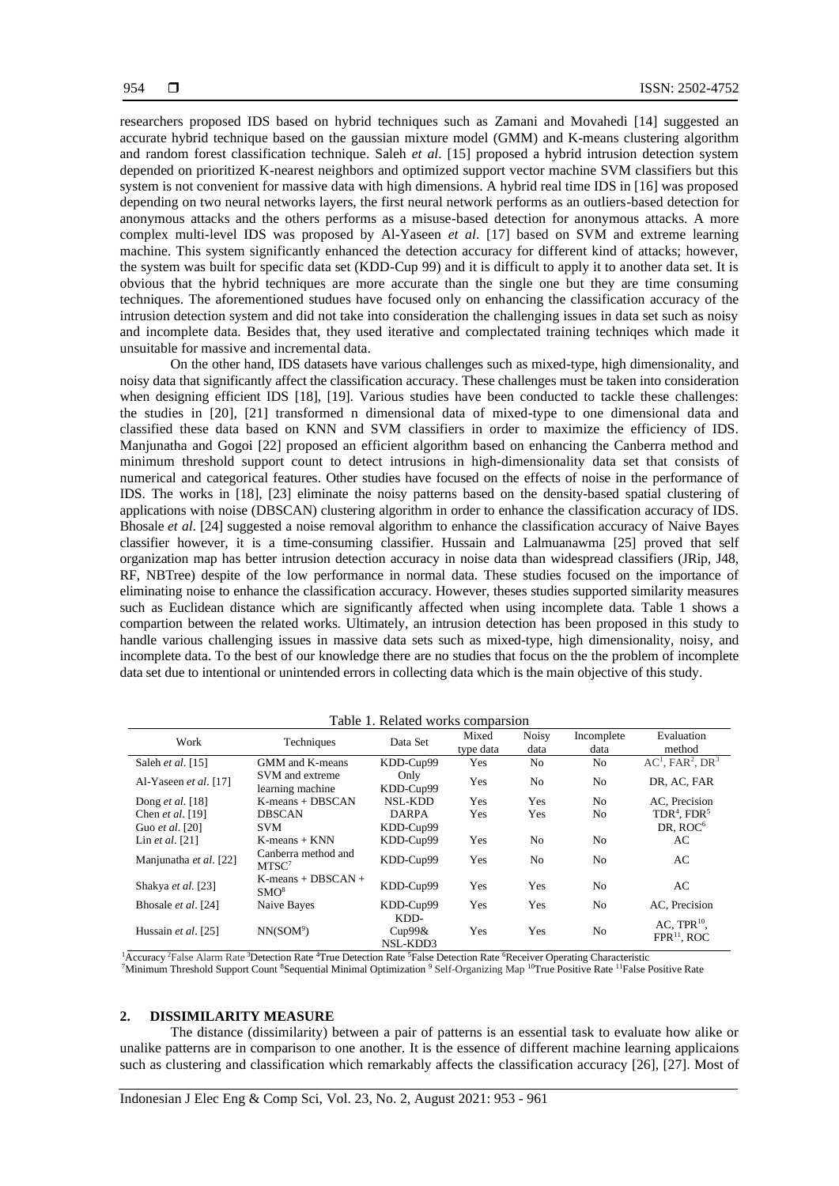researchers proposed IDS based on hybrid techniques such as Zamani and Movahedi [14] suggested an accurate hybrid technique based on the gaussian mixture model (GMM) and K-means clustering algorithm and random forest classification technique. Saleh *et al*. [15] proposed a hybrid intrusion detection system depended on prioritized K-nearest neighbors and optimized support vector machine SVM classifiers but this system is not convenient for massive data with high dimensions. A hybrid real time IDS in [16] was proposed depending on two neural networks layers, the first neural network performs as an outliers-based detection for anonymous attacks and the others performs as a misuse-based detection for anonymous attacks. A more complex multi-level IDS was proposed by Al-Yaseen *et al*. [17] based on SVM and extreme learning machine. This system significantly enhanced the detection accuracy for different kind of attacks; however, the system was built for specific data set (KDD-Cup 99) and it is difficult to apply it to another data set. It is obvious that the hybrid techniques are more accurate than the single one but they are time consuming techniques. The aforementioned studues have focused only on enhancing the classification accuracy of the intrusion detection system and did not take into consideration the challenging issues in data set such as noisy and incomplete data. Besides that, they used iterative and complectated training techniqes which made it unsuitable for massive and incremental data.

On the other hand, IDS datasets have various challenges such as mixed-type, high dimensionality, and noisy data that significantly affect the classification accuracy. These challenges must be taken into consideration when designing efficient IDS [18], [19]. Various studies have been conducted to tackle these challenges: the studies in [20], [21] transformed n dimensional data of mixed-type to one dimensional data and classified these data based on KNN and SVM classifiers in order to maximize the efficiency of IDS. Manjunatha and Gogoi [22] proposed an efficient algorithm based on enhancing the Canberra method and minimum threshold support count to detect intrusions in high-dimensionality data set that consists of numerical and categorical features. Other studies have focused on the effects of noise in the performance of IDS. The works in [18], [23] eliminate the noisy patterns based on the density-based spatial clustering of applications with noise (DBSCAN) clustering algorithm in order to enhance the classification accuracy of IDS. Bhosale *et al*. [24] suggested a noise removal algorithm to enhance the classification accuracy of Naive Bayes classifier however, it is a time-consuming classifier. Hussain and Lalmuanawma [25] proved that self organization map has better intrusion detection accuracy in noise data than widespread classifiers (JRip, J48, RF, NBTree) despite of the low performance in normal data. These studies focused on the importance of eliminating noise to enhance the classification accuracy. However, theses studies supported similarity measures such as Euclidean distance which are significantly affected when using incomplete data. Table 1 shows a compartion between the related works. Ultimately, an intrusion detection has been proposed in this study to handle various challenging issues in massive data sets such as mixed-type, high dimensionality, noisy, and incomplete data. To the best of our knowledge there are no studies that focus on the the problem of incomplete data set due to intentional or unintended errors in collecting data which is the main objective of this study.

Table 1. Related works comparsion

| Work | Techniques | Data Set | Mixed type data | Noisy data | Incomplete data | Evaluation method |
|---|---|---|---|---|---|---|
| Saleh *et al*. [15] | GMM and K-means | KDD-Cup99 | Yes | No | No | AC[1], FAR[2], DR[3] |
| Al-Yaseen *et al*. [17] | SVM and extreme learning machine | Only KDD-Cup99 | Yes | No | No | DR, AC, FAR |
| Dong *et al*. [18] | K-means + DBSCAN | NSL-KDD | Yes | Yes | No | AC, Precision |
| Chen *et al*. [19] | DBSCAN | DARPA | Yes | Yes | No | TDR[4], FDR[5] |
| Guo *et al*. [20] | SVM | KDD-Cup99 | | | | DR, ROC[6] |
| Lin *et al*. [21] | K-means + KNN | KDD-Cup99 | Yes | No | No | AC |
| Manjunatha *et al*. [22] | Canberra method and MTSC[7] | KDD-Cup99 | Yes | No | No | AC |
| Shakya *et al.* [23] | K-means + DBSCAN + SMO[8] | KDD-Cup99 | Yes | Yes | No | AC |
| Bhosale *et al*. [24] | Naive Bayes | KDD-Cup99 | Yes | Yes | No | AC, Precision |
| Hussain *et al*. [25] | NN(SOM[9]) | KDD-Cup99& NSL-KDD3 | Yes | Yes | No | AC, TPR[10], FPR[11], ROC |

[1]Accuracy [2]False Alarm Rate [3]Detection Rate [4]True Detection Rate [5]False Detection Rate [6]Receiver Operating Characteristic
[7]Minimum Threshold Support Count [8]Sequential Minimal Optimization [9] Self-Organizing Map [10]True Positive Rate [11]False Positive Rate

## 2. DISSIMILARITY MEASURE

The distance (dissimilarity) between a pair of patterns is an essential task to evaluate how alike or unalike patterns are in comparison to one another. It is the essence of different machine learning applicaions such as clustering and classification which remarkably affects the classification accuracy [26], [27]. Most of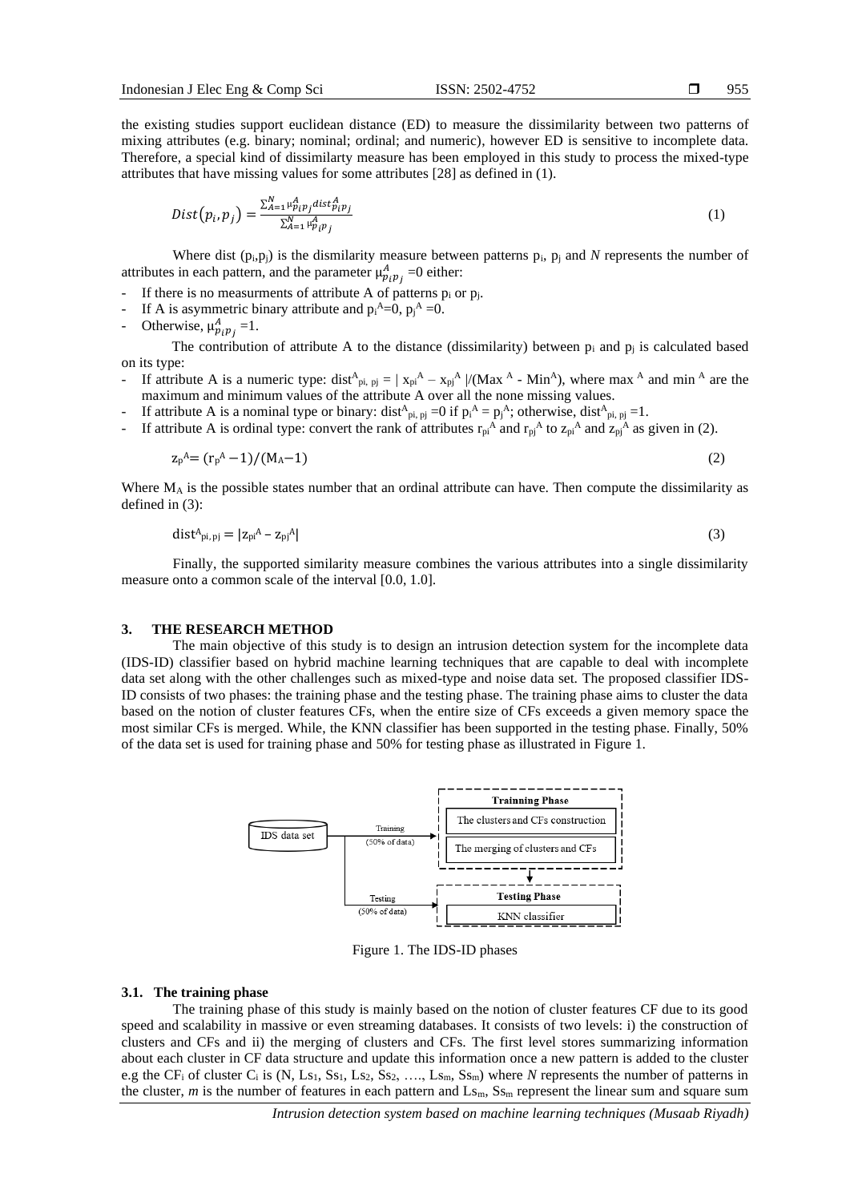the existing studies support euclidean distance (ED) to measure the dissimilarity between two patterns of mixing attributes (e.g. binary; nominal; ordinal; and numeric), however ED is sensitive to incomplete data. Therefore, a special kind of dissimilarty measure has been employed in this study to process the mixed-type attributes that have missing values for some attributes [28] as defined in (1).

$$Dist(p_i, p_j) = \frac{\sum_{A=1}^{N} \mu_{p_i p_j}^{A} dist_{p_i p_j}^{A}}{\sum_{A=1}^{N} \mu_{p_i p_j}^{A}} \quad (1)$$

Where dist $(p_i,p_j)$ is the dismilarity measure between patterns $p_i$, $p_j$ and *N* represents the number of attributes in each pattern, and the parameter $\mu_{p_i p_j}^{A}=0$ either:

- If there is no measurments of attribute A of patterns $p_i$ or $p_j$.
- If A is asymmetric binary attribute and $p_i^A=0$, $p_j^A=0$.
- Otherwise, $\mu_{p_i p_j}^{A}=1$.

The contribution of attribute A to the distance (dissimilarity) between $p_i$ and $p_j$ is calculated based on its type:

- If attribute A is a numeric type: $dist^A_{pi,\,pj} = |\, x_{pi}^A - x_{pj}^A \,|/(Max^A - Min^A)$, where max $^A$ and min $^A$ are the maximum and minimum values of the attribute A over all the none missing values.
- If attribute A is a nominal type or binary: $dist^A_{pi,\,pj}=0$ if $p_i^A = p_j^A$; otherwise, $dist^A_{pi,\,pj}=1$.
- If attribute A is ordinal type: convert the rank of attributes $r_{pi}^A$ and $r_{pj}^A$ to $z_{pi}^A$ and $z_{pj}^A$ as given in (2).

$$z_p^A = (r_p^A - 1)/(M_A - 1) \quad (2)$$

Where $M_A$ is the possible states number that an ordinal attribute can have. Then compute the dissimilarity as defined in (3):

$$dist^A_{pi,\,pj} = |z_{pi}^A - z_{pj}^A| \quad (3)$$

Finally, the supported similarity measure combines the various attributes into a single dissimilarity measure onto a common scale of the interval [0.0, 1.0].

## 3. THE RESEARCH METHOD

The main objective of this study is to design an intrusion detection system for the incomplete data (IDS-ID) classifier based on hybrid machine learning techniques that are capable to deal with incomplete data set along with the other challenges such as mixed-type and noise data set. The proposed classifier IDS-ID consists of two phases: the training phase and the testing phase. The training phase aims to cluster the data based on the notion of cluster features CFs, when the entire size of CFs exceeds a given memory space the most similar CFs is merged. While, the KNN classifier has been supported in the testing phase. Finally, 50% of the data set is used for training phase and 50% for testing phase as illustrated in Figure 1.

IDS data set → Training (50% of data) → Trainning Phase: The clusters and CFs construction; The merging of clusters and CFs

IDS data set → Testing (50% of data) → Testing Phase: KNN classifier

Figure 1. The IDS-ID phases

### 3.1. The training phase

The training phase of this study is mainly based on the notion of cluster features CF due to its good speed and scalability in massive or even streaming databases. It consists of two levels: i) the construction of clusters and CFs and ii) the merging of clusters and CFs. The first level stores summarizing information about each cluster in CF data structure and update this information once a new pattern is added to the cluster e.g the $CF_i$ of cluster $C_i$ is $(N, Ls_1, Ss_1, Ls_2, Ss_2, \ldots, Ls_m, Ss_m)$ where *N* represents the number of patterns in the cluster, *m* is the number of features in each pattern and $Ls_m$, $Ss_m$ represent the linear sum and square sum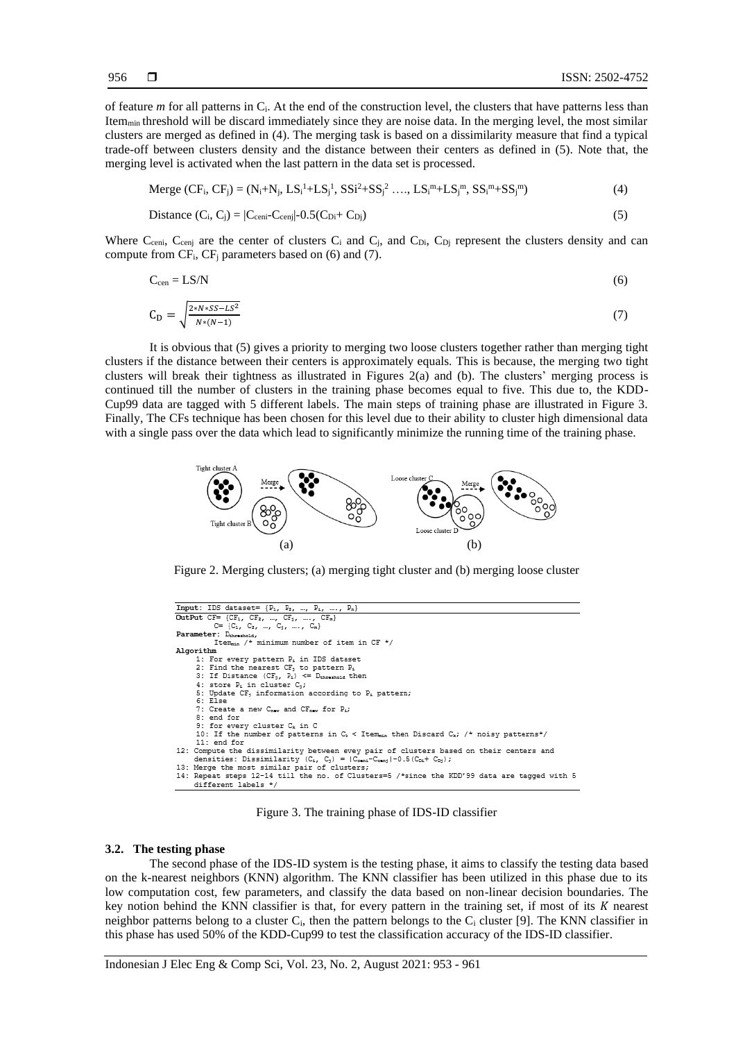of feature *m* for all patterns in $C_i$. At the end of the construction level, the clusters that have patterns less than $Item_{min}$ threshold will be discard immediately since they are noise data. In the merging level, the most similar clusters are merged as defined in (4). The merging task is based on a dissimilarity measure that find a typical trade-off between clusters density and the distance between their centers as defined in (5). Note that, the merging level is activated when the last pattern in the data set is processed.

$$\text{Merge}(CF_i, CF_j) = (N_i+N_j, LS_i^1+LS_j^1, SSi^2+SS_j^2 \ldots, LS_i^m+LS_j^m, SS_i^m+SS_j^m) \tag{4}$$

$$\text{Distance}(C_i, C_j) = |C_{ceni}-C_{cenj}|-0.5(C_{Di}+C_{Dj}) \tag{5}$$

Where $C_{ceni}$, $C_{cenj}$ are the center of clusters $C_i$ and $C_j$, and $C_{Di}$, $C_{Dj}$ represent the clusters density and can compute from $CF_i$, $CF_j$ parameters based on (6) and (7).

$$C_{cen} = LS/N \tag{6}$$

$$C_D = \sqrt{\frac{2*N*SS-LS^2}{N*(N-1)}} \tag{7}$$

It is obvious that (5) gives a priority to merging two loose clusters together rather than merging tight clusters if the distance between their centers is approximately equals. This is because, the merging two tight clusters will break their tightness as illustrated in Figures 2(a) and (b). The clusters' merging process is continued till the number of clusters in the training phase becomes equal to five. This due to, the KDD-Cup99 data are tagged with 5 different labels. The main steps of training phase are illustrated in Figure 3. Finally, The CFs technique has been chosen for this level due to their ability to cluster high dimensional data with a single pass over the data which lead to significantly minimize the running time of the training phase.

Figure 2. Merging clusters; (a) merging tight cluster and (b) merging loose cluster

```
Input: IDS dataset= {P1, P2, …, Pi, …., Pn}
OutPut CF= {CF1, CF2, …, CFj, …., CFm}
       C= {C1, C2, …, Cj, …., Cm}
Parameter: Dthreshold,
       Itemmin /* minimum number of item in CF */
Algorithm
   1: For every pattern Pi in IDS dataset
   2: Find the nearest CFj to pattern Pi
   3: If Distance (CFj, Pi) <= Dthreshold then
   4: store Pi in cluster Cj;
   5: Update CFj information according to Pi pattern;
   6: Else
   7: Create a new Cnew and CFnew for Pi;
   8: end for
   9: for every cluster Ck in C
   10: If the number of patterns in Ck < Itemmin then Discard Ck; /* noisy patterns*/
   11: end for
12: Compute the dissimilarity between evey pair of clusters based on their centers and
    densities: Dissimilarity (Ci, Cj) = |Cceni-Ccenj|-0.5(CDi+ CDj);
13: Merge the most similar pair of clusters;
14: Repeat steps 12-14 till the no. of Clusters=5 /*since the KDD'99 data are tagged with 5
    different labels */
```

Figure 3. The training phase of IDS-ID classifier

### 3.2. The testing phase

The second phase of the IDS-ID system is the testing phase, it aims to classify the testing data based on the k-nearest neighbors (KNN) algorithm. The KNN classifier has been utilized in this phase due to its low computation cost, few parameters, and classify the data based on non-linear decision boundaries. The key notion behind the KNN classifier is that, for every pattern in the training set, if most of its $K$ nearest neighbor patterns belong to a cluster $C_i$, then the pattern belongs to the $C_i$ cluster [9]. The KNN classifier in this phase has used 50% of the KDD-Cup99 to test the classification accuracy of the IDS-ID classifier.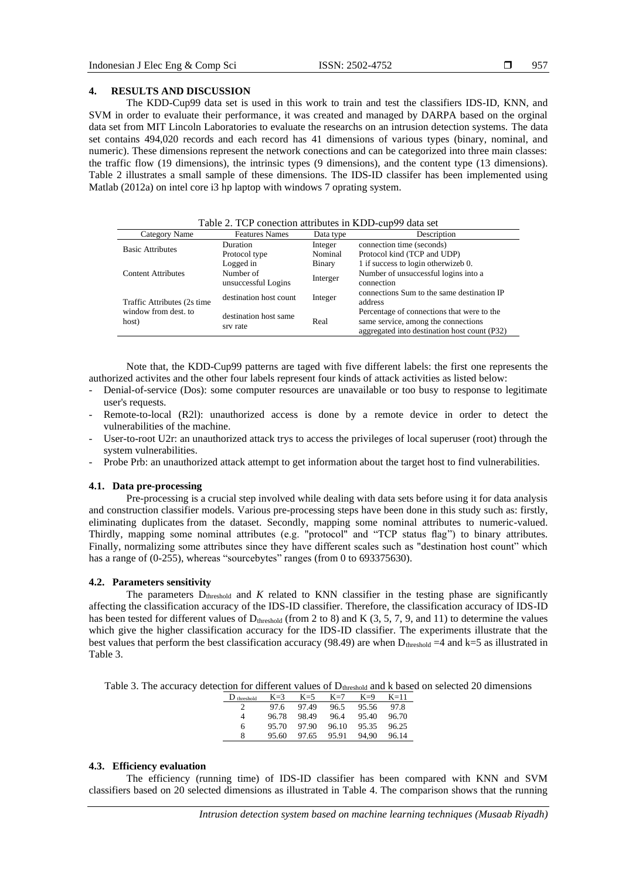## 4. RESULTS AND DISCUSSION

The KDD-Cup99 data set is used in this work to train and test the classifiers IDS-ID, KNN, and SVM in order to evaluate their performance, it was created and managed by DARPA based on the orginal data set from MIT Lincoln Laboratories to evaluate the researchs on an intrusion detection systems. The data set contains 494,020 records and each record has 41 dimensions of various types (binary, nominal, and numeric). These dimensions represent the network conections and can be categorized into three main classes: the traffic flow (19 dimensions), the intrinsic types (9 dimensions), and the content type (13 dimensions). Table 2 illustrates a small sample of these dimensions. The IDS-ID classifer has been implemented using Matlab (2012a) on intel core i3 hp laptop with windows 7 oprating system.

Table 2. TCP conection attributes in KDD-cup99 data set

| Category Name | Features Names | Data type | Description |
|---|---|---|---|
| Basic Attributes | Duration | Integer | connection time (seconds) |
| | Protocol type | Nominal | Protocol kind (TCP and UDP) |
| Content Attributes | Logged in | Binary | 1 if success to login otherwizeb 0. |
| | Number of unsuccessful Logins | Interger | Number of unsuccessful logins into a connection |
| Traffic Attributes (2s time window from dest. to host) | destination host count | Integer | connections Sum to the same destination IP address |
| | destination host same srv rate | Real | Percentage of connections that were to the same service, among the connections aggregated into destination host count (P32) |

Note that, the KDD-Cup99 patterns are taged with five different labels: the first one represents the authorized activites and the other four labels represent four kinds of attack activities as listed below:

- Denial-of-service (Dos): some computer resources are unavailable or too busy to response to legitimate user's requests.
- Remote-to-local (R2l): unauthorized access is done by a remote device in order to detect the vulnerabilities of the machine.
- User-to-root U2r: an unauthorized attack trys to access the privileges of local superuser (root) through the system vulnerabilities.
- Probe Prb: an unauthorized attack attempt to get information about the target host to find vulnerabilities.

### 4.1. Data pre-processing

Pre-processing is a crucial step involved while dealing with data sets before using it for data analysis and construction classifier models. Various pre-processing steps have been done in this study such as: firstly, eliminating duplicates from the dataset. Secondly, mapping some nominal attributes to numeric-valued. Thirdly, mapping some nominal attributes (e.g. "protocol" and "TCP status flag") to binary attributes. Finally, normalizing some attributes since they have different scales such as "destination host count" which has a range of (0-255), whereas "sourcebytes" ranges (from 0 to 693375630).

### 4.2. Parameters sensitivity

The parameters $D_{threshold}$ and *K* related to KNN classifier in the testing phase are significantly affecting the classification accuracy of the IDS-ID classifier. Therefore, the classification accuracy of IDS-ID has been tested for different values of $D_{threshold}$ (from 2 to 8) and K (3, 5, 7, 9, and 11) to determine the values which give the higher classification accuracy for the IDS-ID classifier. The experiments illustrate that the best values that perform the best classification accuracy (98.49) are when $D_{threshold}$ =4 and k=5 as illustrated in Table 3.

Table 3. The accuracy detection for different values of $D_{threshold}$ and k based on selected 20 dimensions

| $D_{threshold}$ | K=3 | K=5 | K=7 | K=9 | K=11 |
|---|---|---|---|---|---|
| 2 | 97.6 | 97.49 | 96.5 | 95.56 | 97.8 |
| 4 | 96.78 | 98.49 | 96.4 | 95.40 | 96.70 |
| 6 | 95.70 | 97.90 | 96.10 | 95.35 | 96.25 |
| 8 | 95.60 | 97.65 | 95.91 | 94,90 | 96.14 |

### 4.3. Efficiency evaluation

The efficiency (running time) of IDS-ID classifier has been compared with KNN and SVM classifiers based on 20 selected dimensions as illustrated in Table 4. The comparison shows that the running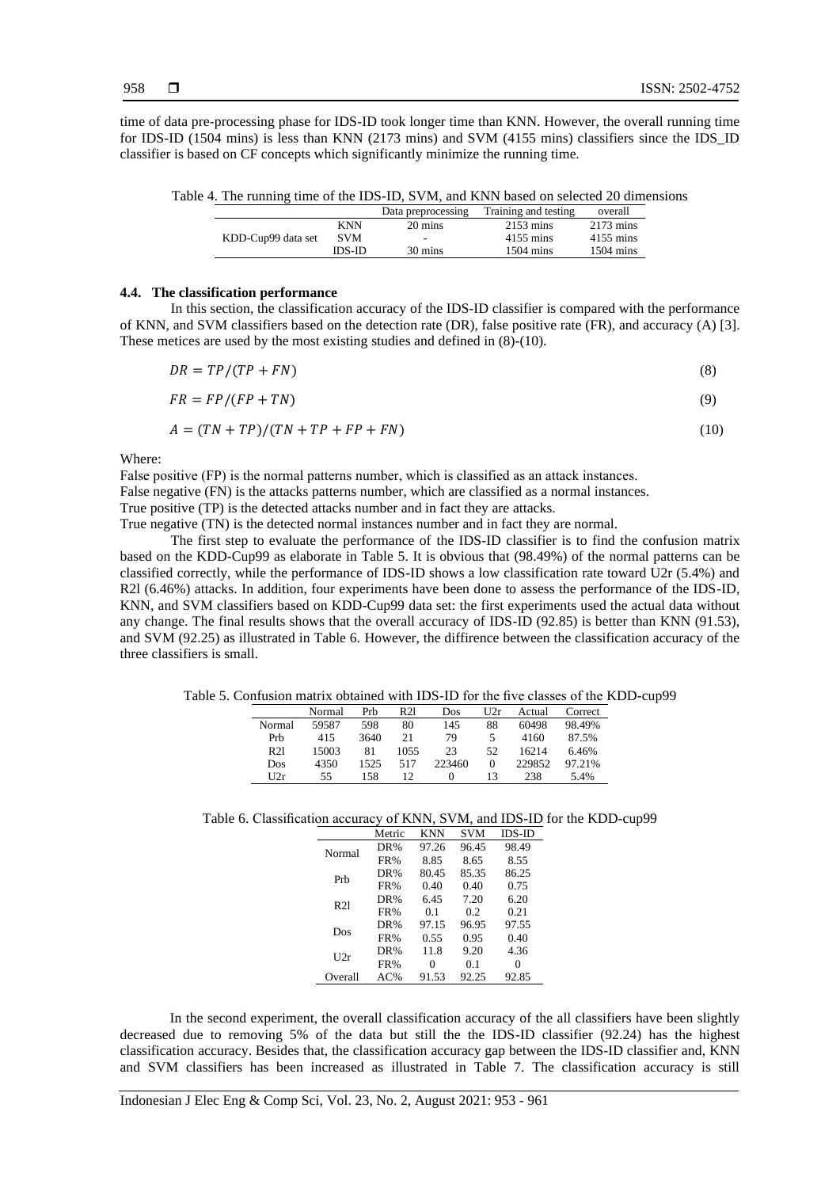time of data pre-processing phase for IDS-ID took longer time than KNN. However, the overall running time for IDS-ID (1504 mins) is less than KNN (2173 mins) and SVM (4155 mins) classifiers since the IDS_ID classifier is based on CF concepts which significantly minimize the running time.

Table 4. The running time of the IDS-ID, SVM, and KNN based on selected 20 dimensions

| | | Data preprocessing | Training and testing | overall |
|---|---|---|---|---|
| KDD-Cup99 data set | KNN | 20 mins | 2153 mins | 2173 mins |
| | SVM | - | 4155 mins | 4155 mins |
| | IDS-ID | 30 mins | 1504 mins | 1504 mins |

### 4.4. The classification performance

In this section, the classification accuracy of the IDS-ID classifier is compared with the performance of KNN, and SVM classifiers based on the detection rate (DR), false positive rate (FR), and accuracy (A) [3]. These metices are used by the most existing studies and defined in (8)-(10).

$$DR = TP/(TP + FN) \tag{8}$$

$$FR = FP/(FP + TN) \tag{9}$$

$$A = (TN + TP)/(TN + TP + FP + FN) \tag{10}$$

Where:

False positive (FP) is the normal patterns number, which is classified as an attack instances.
False negative (FN) is the attacks patterns number, which are classified as a normal instances.
True positive (TP) is the detected attacks number and in fact they are attacks.
True negative (TN) is the detected normal instances number and in fact they are normal.

The first step to evaluate the performance of the IDS-ID classifier is to find the confusion matrix based on the KDD-Cup99 as elaborate in Table 5. It is obvious that (98.49%) of the normal patterns can be classified correctly, while the performance of IDS-ID shows a low classification rate toward U2r (5.4%) and R2l (6.46%) attacks. In addition, four experiments have been done to assess the performance of the IDS-ID, KNN, and SVM classifiers based on KDD-Cup99 data set: the first experiments used the actual data without any change. The final results shows that the overall accuracy of IDS-ID (92.85) is better than KNN (91.53), and SVM (92.25) as illustrated in Table 6. However, the diffirence between the classification accuracy of the three classifiers is small.

Table 5. Confusion matrix obtained with IDS-ID for the five classes of the KDD-cup99

| | Normal | Prb | R2l | Dos | U2r | Actual | Correct |
|---|---|---|---|---|---|---|---|
| Normal | 59587 | 598 | 80 | 145 | 88 | 60498 | 98.49% |
| Prb | 415 | 3640 | 21 | 79 | 5 | 4160 | 87.5% |
| R2l | 15003 | 81 | 1055 | 23 | 52 | 16214 | 6.46% |
| Dos | 4350 | 1525 | 517 | 223460 | 0 | 229852 | 97.21% |
| U2r | 55 | 158 | 12 | 0 | 13 | 238 | 5.4% |

Table 6. Classification accuracy of KNN, SVM, and IDS-ID for the KDD-cup99

| | Metric | KNN | SVM | IDS-ID |
|---|---|---|---|---|
| Normal | DR% | 97.26 | 96.45 | 98.49 |
| | FR% | 8.85 | 8.65 | 8.55 |
| Prb | DR% | 80.45 | 85.35 | 86.25 |
| | FR% | 0.40 | 0.40 | 0.75 |
| R2l | DR% | 6.45 | 7.20 | 6.20 |
| | FR% | 0.1 | 0.2 | 0.21 |
| Dos | DR% | 97.15 | 96.95 | 97.55 |
| | FR% | 0.55 | 0.95 | 0.40 |
| U2r | DR% | 11.8 | 9.20 | 4.36 |
| | FR% | 0 | 0.1 | 0 |
| Overall | AC% | 91.53 | 92.25 | 92.85 |

In the second experiment, the overall classification accuracy of the all classifiers have been slightly decreased due to removing 5% of the data but still the the IDS-ID classifier (92.24) has the highest classification accuracy. Besides that, the classification accuracy gap between the IDS-ID classifier and, KNN and SVM classifiers has been increased as illustrated in Table 7. The classification accuracy is still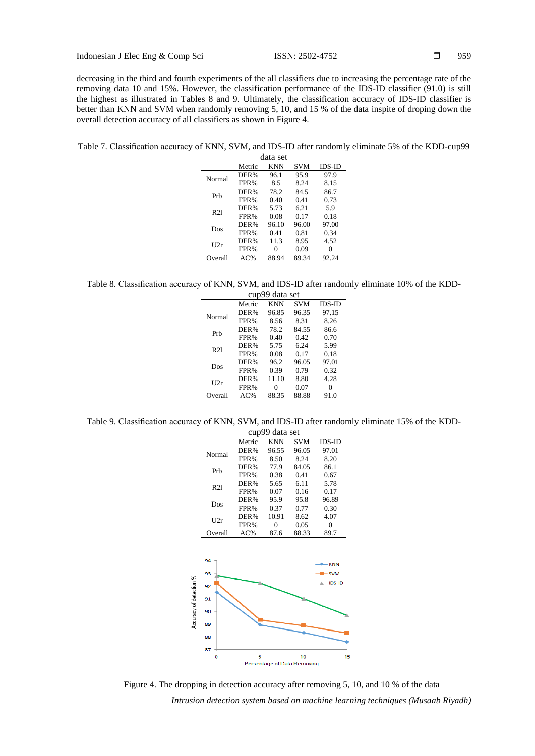decreasing in the third and fourth experiments of the all classifiers due to increasing the percentage rate of the removing data 10 and 15%. However, the classification performance of the IDS-ID classifier (91.0) is still the highest as illustrated in Tables 8 and 9. Ultimately, the classification accuracy of IDS-ID classifier is better than KNN and SVM when randomly removing 5, 10, and 15 % of the data inspite of droping down the overall detection accuracy of all classifiers as shown in Figure 4.

Table 7. Classification accuracy of KNN, SVM, and IDS-ID after randomly eliminate 5% of the KDD-cup99 data set

| | Metric | KNN | SVM | IDS-ID |
|---|---|---|---|---|
| Normal | DER% | 96.1 | 95.9 | 97.9 |
| | FPR% | 8.5 | 8.24 | 8.15 |
| Prb | DER% | 78.2 | 84.5 | 86.7 |
| | FPR% | 0.40 | 0.41 | 0.73 |
| R2l | DER% | 5.73 | 6.21 | 5.9 |
| | FPR% | 0.08 | 0.17 | 0.18 |
| Dos | DER% | 96.10 | 96.00 | 97.00 |
| | FPR% | 0.41 | 0.81 | 0.34 |
| U2r | DER% | 11.3 | 8.95 | 4.52 |
| | FPR% | 0 | 0.09 | 0 |
| Overall | AC% | 88.94 | 89.34 | 92.24 |

Table 8. Classification accuracy of KNN, SVM, and IDS-ID after randomly eliminate 10% of the KDD-cup99 data set

| | Metric | KNN | SVM | IDS-ID |
|---|---|---|---|---|
| Normal | DER% | 96.85 | 96.35 | 97.15 |
| | FPR% | 8.56 | 8.31 | 8.26 |
| Prb | DER% | 78.2 | 84.55 | 86.6 |
| | FPR% | 0.40 | 0.42 | 0.70 |
| R2l | DER% | 5.75 | 6.24 | 5.99 |
| | FPR% | 0.08 | 0.17 | 0.18 |
| Dos | DER% | 96.2 | 96.05 | 97.01 |
| | FPR% | 0.39 | 0.79 | 0.32 |
| U2r | DER% | 11.10 | 8.80 | 4.28 |
| | FPR% | 0 | 0.07 | 0 |
| Overall | AC% | 88.35 | 88.88 | 91.0 |

Table 9. Classification accuracy of KNN, SVM, and IDS-ID after randomly eliminate 15% of the KDD-cup99 data set

| | Metric | KNN | SVM | IDS-ID |
|---|---|---|---|---|
| Normal | DER% | 96.55 | 96.05 | 97.01 |
| | FPR% | 8.50 | 8.24 | 8.20 |
| Prb | DER% | 77.9 | 84.05 | 86.1 |
| | FPR% | 0.38 | 0.41 | 0.67 |
| R2l | DER% | 5.65 | 6.11 | 5.78 |
| | FPR% | 0.07 | 0.16 | 0.17 |
| Dos | DER% | 95.9 | 95.8 | 96.89 |
| | FPR% | 0.37 | 0.77 | 0.30 |
| U2r | DER% | 10.91 | 8.62 | 4.07 |
| | FPR% | 0 | 0.05 | 0 |
| Overall | AC% | 87.6 | 88.33 | 89.7 |

Figure 4. The dropping in detection accuracy after removing 5, 10, and 10 % of the data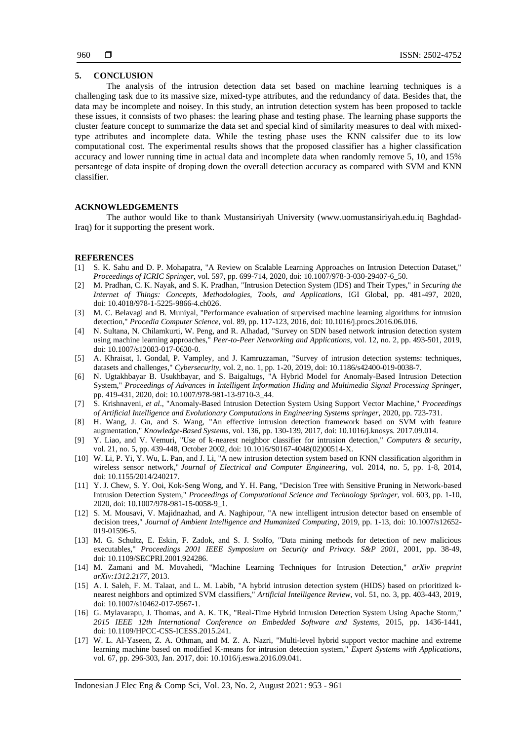## 5. CONCLUSION

The analysis of the intrusion detection data set based on machine learning techniques is a challenging task due to its massive size, mixed-type attributes, and the redundancy of data. Besides that, the data may be incomplete and noisey. In this study, an intrution detection system has been proposed to tackle these issues, it connsists of two phases: the learing phase and testing phase. The learning phase supports the cluster feature concept to summarize the data set and special kind of similarity measures to deal with mixed-type attributes and incomplete data. While the testing phase uses the KNN calssifer due to its low computational cost. The experimental results shows that the proposed classifier has a higher classification accuracy and lower running time in actual data and incomplete data when randomly remove 5, 10, and 15% persantege of data inspite of droping down the overall detection accuracy as compared with SVM and KNN classifier.

## ACKNOWLEDGEMENTS

The author would like to thank Mustansiriyah University (www.uomustansiriyah.edu.iq Baghdad-Iraq) for it supporting the present work.

## REFERENCES

[1] S. K. Sahu and D. P. Mohapatra, "A Review on Scalable Learning Approaches on Intrusion Detection Dataset," *Proceedings of ICRIC Springer*, vol. 597, pp. 699-714, 2020, doi: 10.1007/978-3-030-29407-6_50.

[2] M. Pradhan, C. K. Nayak, and S. K. Pradhan, "Intrusion Detection System (IDS) and Their Types," in *Securing the Internet of Things: Concepts, Methodologies, Tools, and Applications*, IGI Global, pp. 481-497, 2020, doi: 10.4018/978-1-5225-9866-4.ch026.

[3] M. C. Belavagi and B. Muniyal, "Performance evaluation of supervised machine learning algorithms for intrusion detection," *Procedia Computer Science*, vol. 89, pp. 117-123, 2016, doi: 10.1016/j.procs.2016.06.016.

[4] N. Sultana, N. Chilamkurti, W. Peng, and R. Alhadad, "Survey on SDN based network intrusion detection system using machine learning approaches," *Peer-to-Peer Networking and Applications*, vol. 12, no. 2, pp. 493-501, 2019, doi: 10.1007/s12083-017-0630-0.

[5] A. Khraisat, I. Gondal, P. Vampley, and J. Kamruzzaman, "Survey of intrusion detection systems: techniques, datasets and challenges," *Cybersecurity*, vol. 2, no. 1, pp. 1-20, 2019, doi: 10.1186/s42400-019-0038-7.

[6] N. Ugtakhbayar B. Usukhbayar, and S. Baigaltugs, "A Hybrid Model for Anomaly-Based Intrusion Detection System," *Proceedings of Advances in Intelligent Information Hiding and Multimedia Signal Processing Springer*, pp. 419-431, 2020, doi: 10.1007/978-981-13-9710-3_44.

[7] S. Krishnaveni, *et al*., "Anomaly-Based Intrusion Detection System Using Support Vector Machine," *Proceedings of Artificial Intelligence and Evolutionary Computations in Engineering Systems springer*, 2020, pp. 723-731.

[8] H. Wang, J. Gu, and S. Wang, "An effective intrusion detection framework based on SVM with feature augmentation," *Knowledge-Based Systems*, vol. 136, pp. 130-139, 2017, doi: 10.1016/j.knosys. 2017.09.014.

[9] Y. Liao, and V. Vemuri, "Use of k-nearest neighbor classifier for intrusion detection," *Computers & security*, vol. 21, no. 5, pp. 439-448, October 2002, doi: 10.1016/S0167-4048(02)00514-X.

[10] W. Li, P. Yi, Y. Wu, L. Pan, and J. Li, "A new intrusion detection system based on KNN classification algorithm in wireless sensor network," *Journal of Electrical and Computer Engineering*, vol. 2014, no. 5, pp. 1-8, 2014, doi: 10.1155/2014/240217.

[11] Y. J. Chew, S. Y. Ooi, Kok-Seng Wong, and Y. H. Pang, "Decision Tree with Sensitive Pruning in Network-based Intrusion Detection System," *Proceedings of Computational Science and Technology Springer*, vol. 603, pp. 1-10, 2020, doi: 10.1007/978-981-15-0058-9_1.

[12] S. M. Mousavi, V. Majidnazhad, and A. Naghipour, "A new intelligent intrusion detector based on ensemble of decision trees," *Journal of Ambient Intelligence and Humanized Computing*, 2019, pp. 1-13, doi: 10.1007/s12652-019-01596-5.

[13] M. G. Schultz, E. Eskin, F. Zadok, and S. J. Stolfo, "Data mining methods for detection of new malicious executables," *Proceedings 2001 IEEE Symposium on Security and Privacy. S&P 2001*, 2001, pp. 38-49, doi: 10.1109/SECPRI.2001.924286.

[14] M. Zamani and M. Movahedi, "Machine Learning Techniques for Intrusion Detection," *arXiv preprint arXiv:1312.2177*, 2013.

[15] A. I. Saleh, F. M. Talaat, and L. M. Labib, "A hybrid intrusion detection system (HIDS) based on prioritized k-nearest neighbors and optimized SVM classifiers," *Artificial Intelligence Review*, vol. 51, no. 3, pp. 403-443, 2019, doi: 10.1007/s10462-017-9567-1.

[16] G. Mylavarapu, J. Thomas, and A. K. TK, "Real-Time Hybrid Intrusion Detection System Using Apache Storm," *2015 IEEE 12th International Conference on Embedded Software and Systems*, 2015, pp. 1436-1441, doi: 10.1109/HPCC-CSS-ICESS.2015.241.

[17] W. L. Al-Yaseen, Z. A. Othman, and M. Z. A. Nazri, "Multi-level hybrid support vector machine and extreme learning machine based on modified K-means for intrusion detection system," *Expert Systems with Applications*, vol. 67, pp. 296-303, Jan. 2017, doi: 10.1016/j.eswa.2016.09.041.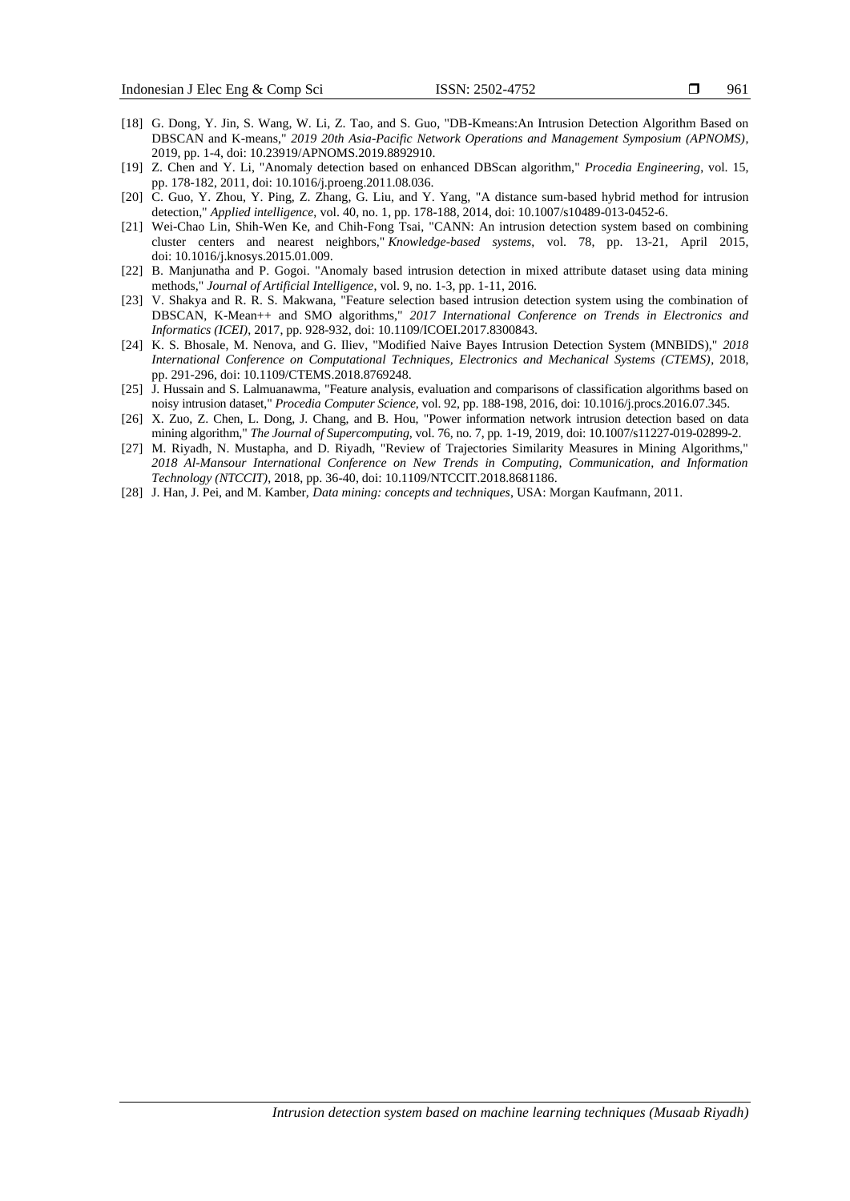[18] G. Dong, Y. Jin, S. Wang, W. Li, Z. Tao, and S. Guo, "DB-Kmeans:An Intrusion Detection Algorithm Based on DBSCAN and K-means," *2019 20th Asia-Pacific Network Operations and Management Symposium (APNOMS)*, 2019, pp. 1-4, doi: 10.23919/APNOMS.2019.8892910.

[19] Z. Chen and Y. Li, "Anomaly detection based on enhanced DBScan algorithm," *Procedia Engineering*, vol. 15, pp. 178-182, 2011, doi: 10.1016/j.proeng.2011.08.036.

[20] C. Guo, Y. Zhou, Y. Ping, Z. Zhang, G. Liu, and Y. Yang, "A distance sum-based hybrid method for intrusion detection," *Applied intelligence*, vol. 40, no. 1, pp. 178-188, 2014, doi: 10.1007/s10489-013-0452-6.

[21] Wei-Chao Lin, Shih-Wen Ke, and Chih-Fong Tsai, "CANN: An intrusion detection system based on combining cluster centers and nearest neighbors," *Knowledge-based systems*, vol. 78, pp. 13-21, April 2015, doi: 10.1016/j.knosys.2015.01.009.

[22] B. Manjunatha and P. Gogoi. "Anomaly based intrusion detection in mixed attribute dataset using data mining methods," *Journal of Artificial Intelligence*, vol. 9, no. 1-3, pp. 1-11, 2016.

[23] V. Shakya and R. R. S. Makwana, "Feature selection based intrusion detection system using the combination of DBSCAN, K-Mean++ and SMO algorithms," *2017 International Conference on Trends in Electronics and Informatics (ICEI)*, 2017, pp. 928-932, doi: 10.1109/ICOEI.2017.8300843.

[24] K. S. Bhosale, M. Nenova, and G. Iliev, "Modified Naive Bayes Intrusion Detection System (MNBIDS)," *2018 International Conference on Computational Techniques, Electronics and Mechanical Systems (CTEMS)*, 2018, pp. 291-296, doi: 10.1109/CTEMS.2018.8769248.

[25] J. Hussain and S. Lalmuanawma, "Feature analysis, evaluation and comparisons of classification algorithms based on noisy intrusion dataset," *Procedia Computer Science*, vol. 92, pp. 188-198, 2016, doi: 10.1016/j.procs.2016.07.345.

[26] X. Zuo, Z. Chen, L. Dong, J. Chang, and B. Hou, "Power information network intrusion detection based on data mining algorithm," *The Journal of Supercomputing*, vol. 76, no. 7, pp. 1-19, 2019, doi: 10.1007/s11227-019-02899-2.

[27] M. Riyadh, N. Mustapha, and D. Riyadh, "Review of Trajectories Similarity Measures in Mining Algorithms," *2018 Al-Mansour International Conference on New Trends in Computing, Communication, and Information Technology (NTCCIT)*, 2018, pp. 36-40, doi: 10.1109/NTCCIT.2018.8681186.

[28] J. Han, J. Pei, and M. Kamber, *Data mining: concepts and techniques*, USA: Morgan Kaufmann, 2011.